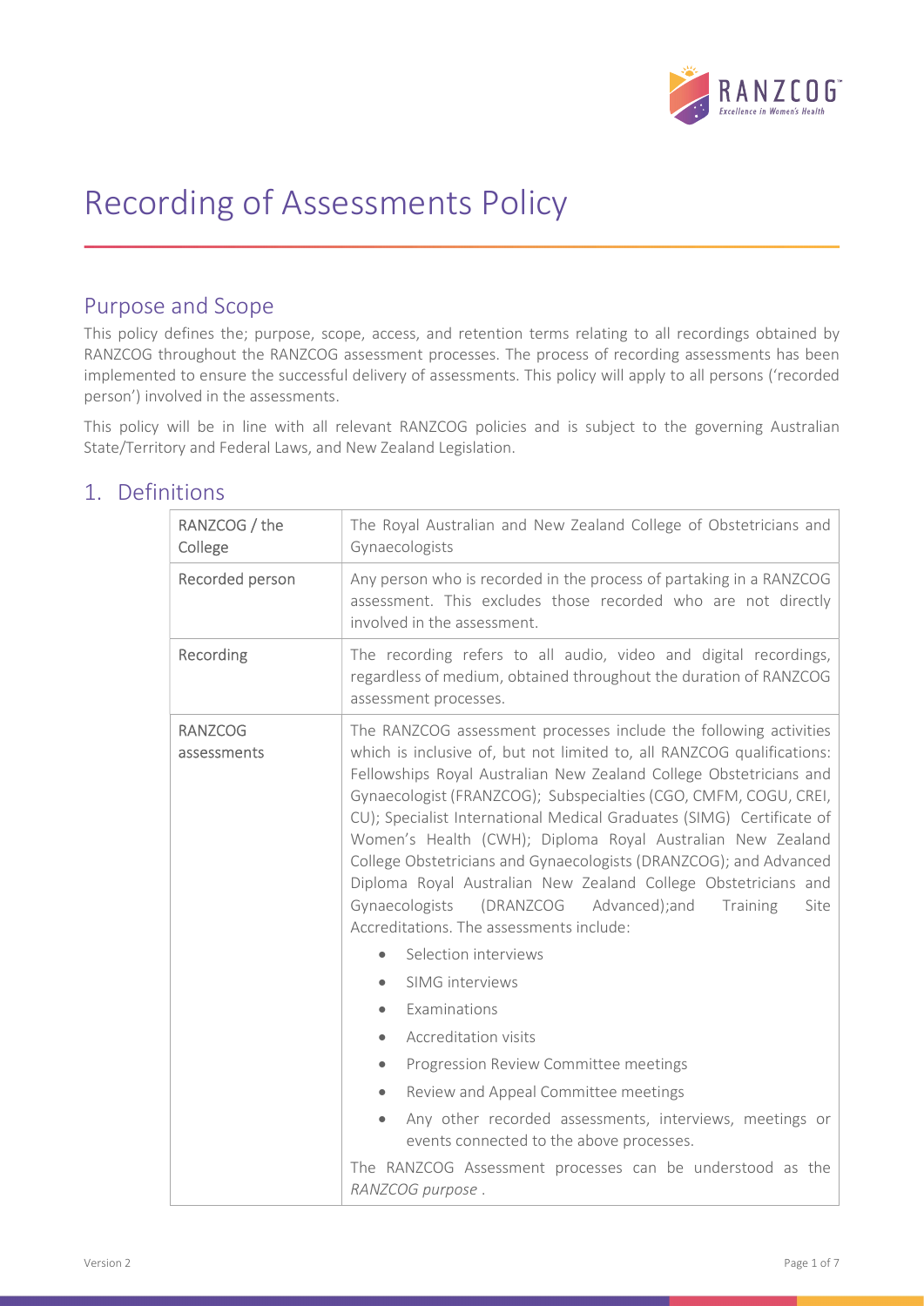# Recording of Assessments Policy

## Purpose and Scope

This policy defines the; purpose, scope, access, and retention terms relating to all recordings obtained by RANZCOG throughout the RANZCOG assessment processes. The process of recording assessments has been implemented to ensure the successful delivery of assessments. This policy will apply to all persons ('recorded person') involved in the assessments.

This policy will be in line with all relevant RANZCOG policies and is subject to the governing Australian State/Territory and Federal Laws, and New Zealand Legislation.

## 1. Definitions

| | |
|---|---|
| RANZCOG / the College | The Royal Australian and New Zealand College of Obstetricians and Gynaecologists |
| Recorded person | Any person who is recorded in the process of partaking in a RANZCOG assessment. This excludes those recorded who are not directly involved in the assessment. |
| Recording | The recording refers to all audio, video and digital recordings, regardless of medium, obtained throughout the duration of RANZCOG assessment processes. |
| RANZCOG assessments | The RANZCOG assessment processes include the following activities which is inclusive of, but not limited to, all RANZCOG qualifications: Fellowships Royal Australian New Zealand College Obstetricians and Gynaecologist (FRANZCOG); Subspecialties (CGO, CMFM, COGU, CREI, CU); Specialist International Medical Graduates (SIMG) Certificate of Women's Health (CWH); Diploma Royal Australian New Zealand College Obstetricians and Gynaecologists (DRANZCOG); and Advanced Diploma Royal Australian New Zealand College Obstetricians and Gynaecologists (DRANZCOG Advanced);and Training Site Accreditations. The assessments include:<br>• Selection interviews<br>• SIMG interviews<br>• Examinations<br>• Accreditation visits<br>• Progression Review Committee meetings<br>• Review and Appeal Committee meetings<br>• Any other recorded assessments, interviews, meetings or events connected to the above processes.<br>The RANZCOG Assessment processes can be understood as the *RANZCOG purpose* . |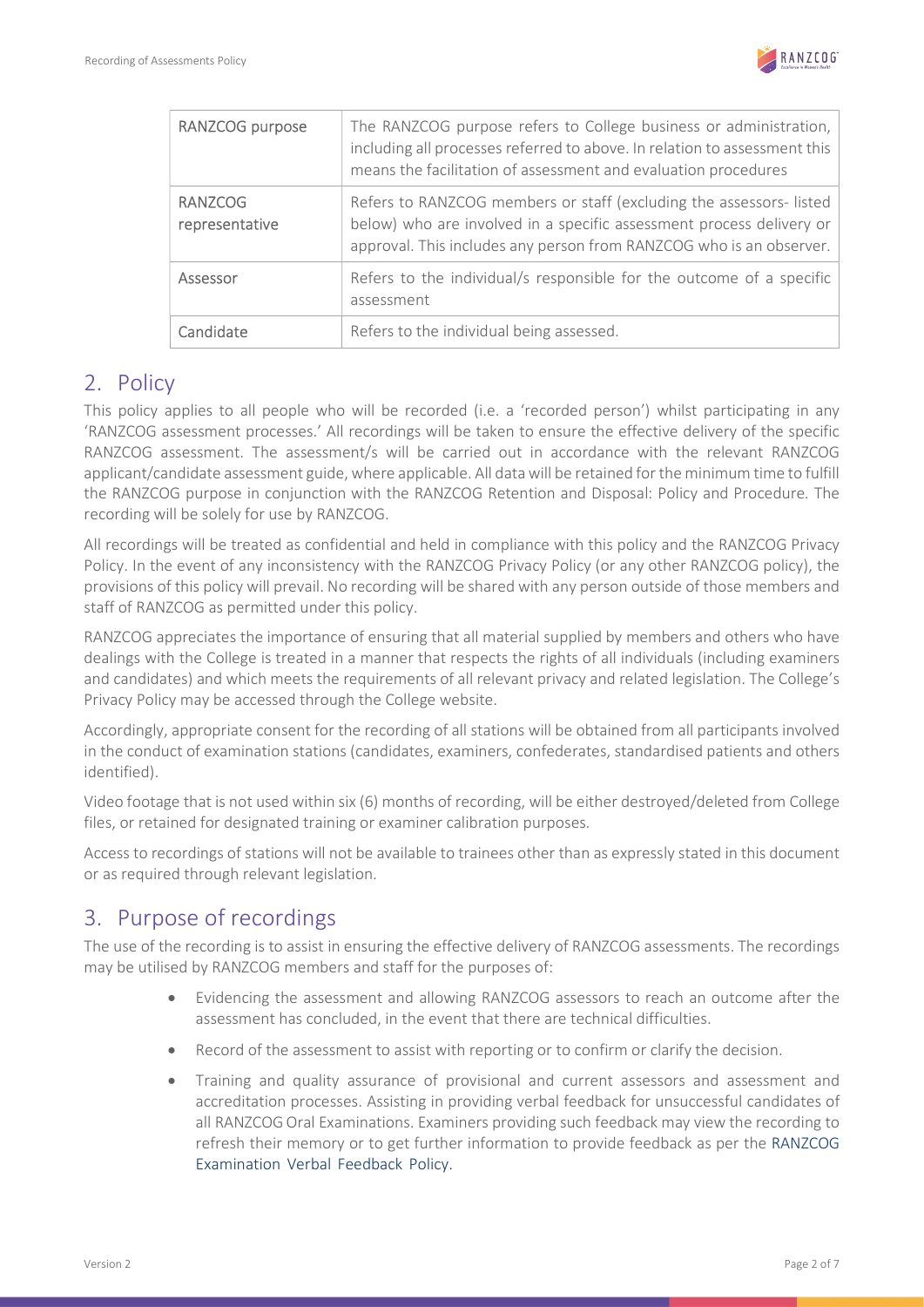| | |
|---|---|
| RANZCOG purpose | The RANZCOG purpose refers to College business or administration, including all processes referred to above. In relation to assessment this means the facilitation of assessment and evaluation procedures |
| RANZCOG representative | Refers to RANZCOG members or staff (excluding the assessors- listed below) who are involved in a specific assessment process delivery or approval. This includes any person from RANZCOG who is an observer. |
| Assessor | Refers to the individual/s responsible for the outcome of a specific assessment |
| Candidate | Refers to the individual being assessed. |

## 2. Policy

This policy applies to all people who will be recorded (i.e. a 'recorded person') whilst participating in any 'RANZCOG assessment processes.' All recordings will be taken to ensure the effective delivery of the specific RANZCOG assessment. The assessment/s will be carried out in accordance with the relevant RANZCOG applicant/candidate assessment guide, where applicable. All data will be retained for the minimum time to fulfill the RANZCOG purpose in conjunction with the RANZCOG Retention and Disposal: Policy and Procedure. The recording will be solely for use by RANZCOG.

All recordings will be treated as confidential and held in compliance with this policy and the RANZCOG Privacy Policy. In the event of any inconsistency with the RANZCOG Privacy Policy (or any other RANZCOG policy), the provisions of this policy will prevail. No recording will be shared with any person outside of those members and staff of RANZCOG as permitted under this policy.

RANZCOG appreciates the importance of ensuring that all material supplied by members and others who have dealings with the College is treated in a manner that respects the rights of all individuals (including examiners and candidates) and which meets the requirements of all relevant privacy and related legislation. The College's Privacy Policy may be accessed through the College website.

Accordingly, appropriate consent for the recording of all stations will be obtained from all participants involved in the conduct of examination stations (candidates, examiners, confederates, standardised patients and others identified).

Video footage that is not used within six (6) months of recording, will be either destroyed/deleted from College files, or retained for designated training or examiner calibration purposes.

Access to recordings of stations will not be available to trainees other than as expressly stated in this document or as required through relevant legislation.

## 3. Purpose of recordings

The use of the recording is to assist in ensuring the effective delivery of RANZCOG assessments. The recordings may be utilised by RANZCOG members and staff for the purposes of:

- Evidencing the assessment and allowing RANZCOG assessors to reach an outcome after the assessment has concluded, in the event that there are technical difficulties.
- Record of the assessment to assist with reporting or to confirm or clarify the decision.
- Training and quality assurance of provisional and current assessors and assessment and accreditation processes. Assisting in providing verbal feedback for unsuccessful candidates of all RANZCOG Oral Examinations. Examiners providing such feedback may view the recording to refresh their memory or to get further information to provide feedback as per the RANZCOG Examination Verbal Feedback Policy.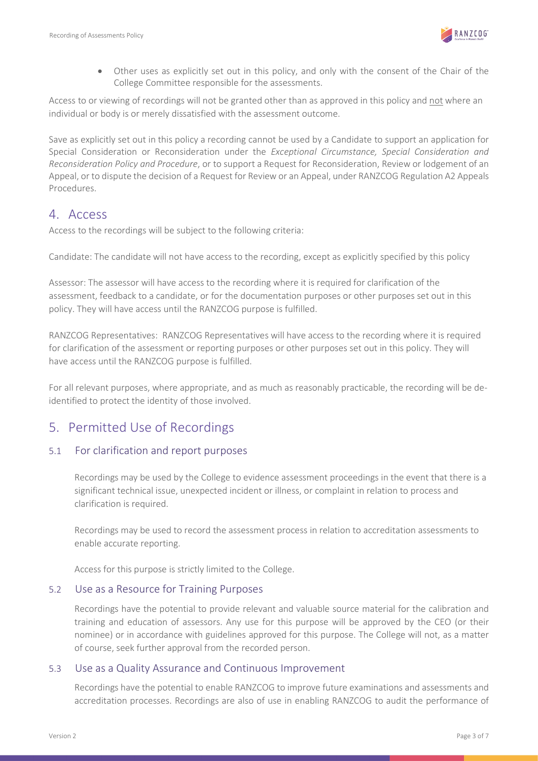- Other uses as explicitly set out in this policy, and only with the consent of the Chair of the College Committee responsible for the assessments.

Access to or viewing of recordings will not be granted other than as approved in this policy and not where an individual or body is or merely dissatisfied with the assessment outcome.

Save as explicitly set out in this policy a recording cannot be used by a Candidate to support an application for Special Consideration or Reconsideration under the *Exceptional Circumstance, Special Consideration and Reconsideration Policy and Procedure*, or to support a Request for Reconsideration, Review or lodgement of an Appeal, or to dispute the decision of a Request for Review or an Appeal, under RANZCOG Regulation A2 Appeals Procedures.

# 4. Access

Access to the recordings will be subject to the following criteria:

Candidate: The candidate will not have access to the recording, except as explicitly specified by this policy

Assessor: The assessor will have access to the recording where it is required for clarification of the assessment, feedback to a candidate, or for the documentation purposes or other purposes set out in this policy. They will have access until the RANZCOG purpose is fulfilled.

RANZCOG Representatives: RANZCOG Representatives will have access to the recording where it is required for clarification of the assessment or reporting purposes or other purposes set out in this policy. They will have access until the RANZCOG purpose is fulfilled.

For all relevant purposes, where appropriate, and as much as reasonably practicable, the recording will be de-identified to protect the identity of those involved.

# 5. Permitted Use of Recordings

## 5.1 For clarification and report purposes

Recordings may be used by the College to evidence assessment proceedings in the event that there is a significant technical issue, unexpected incident or illness, or complaint in relation to process and clarification is required.

Recordings may be used to record the assessment process in relation to accreditation assessments to enable accurate reporting.

Access for this purpose is strictly limited to the College.

## 5.2 Use as a Resource for Training Purposes

Recordings have the potential to provide relevant and valuable source material for the calibration and training and education of assessors. Any use for this purpose will be approved by the CEO (or their nominee) or in accordance with guidelines approved for this purpose. The College will not, as a matter of course, seek further approval from the recorded person.

## 5.3 Use as a Quality Assurance and Continuous Improvement

Recordings have the potential to enable RANZCOG to improve future examinations and assessments and accreditation processes. Recordings are also of use in enabling RANZCOG to audit the performance of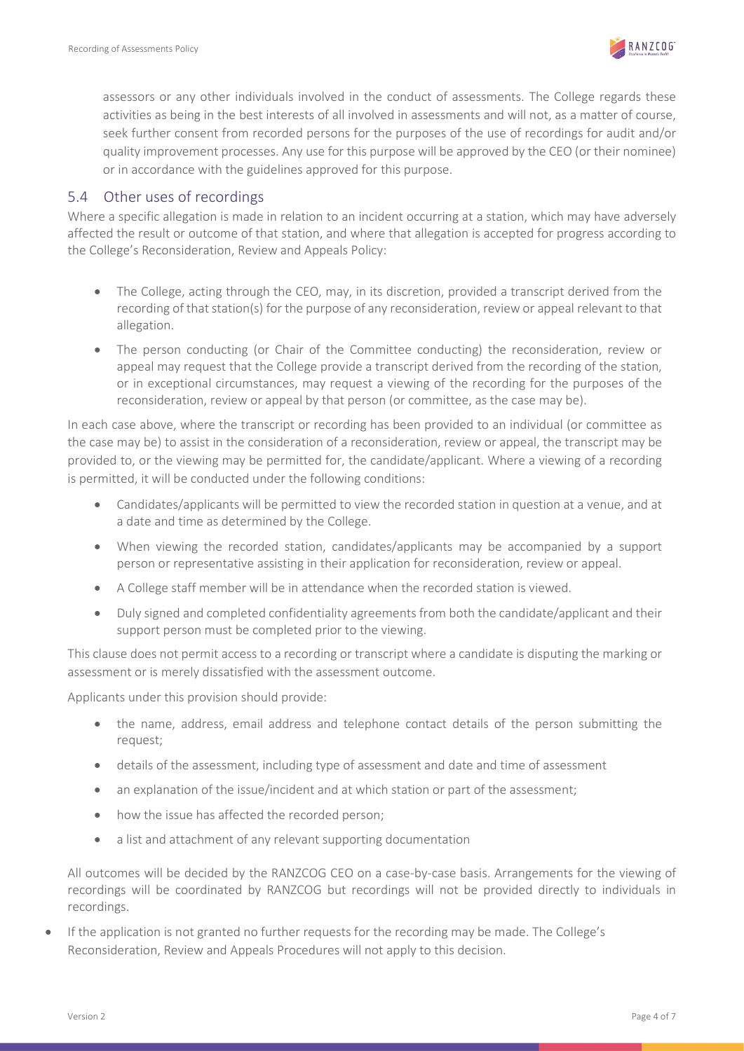assessors or any other individuals involved in the conduct of assessments. The College regards these activities as being in the best interests of all involved in assessments and will not, as a matter of course, seek further consent from recorded persons for the purposes of the use of recordings for audit and/or quality improvement processes. Any use for this purpose will be approved by the CEO (or their nominee) or in accordance with the guidelines approved for this purpose.

## 5.4 Other uses of recordings

Where a specific allegation is made in relation to an incident occurring at a station, which may have adversely affected the result or outcome of that station, and where that allegation is accepted for progress according to the College's Reconsideration, Review and Appeals Policy:

- The College, acting through the CEO, may, in its discretion, provided a transcript derived from the recording of that station(s) for the purpose of any reconsideration, review or appeal relevant to that allegation.
- The person conducting (or Chair of the Committee conducting) the reconsideration, review or appeal may request that the College provide a transcript derived from the recording of the station, or in exceptional circumstances, may request a viewing of the recording for the purposes of the reconsideration, review or appeal by that person (or committee, as the case may be).

In each case above, where the transcript or recording has been provided to an individual (or committee as the case may be) to assist in the consideration of a reconsideration, review or appeal, the transcript may be provided to, or the viewing may be permitted for, the candidate/applicant. Where a viewing of a recording is permitted, it will be conducted under the following conditions:

- Candidates/applicants will be permitted to view the recorded station in question at a venue, and at a date and time as determined by the College.
- When viewing the recorded station, candidates/applicants may be accompanied by a support person or representative assisting in their application for reconsideration, review or appeal.
- A College staff member will be in attendance when the recorded station is viewed.
- Duly signed and completed confidentiality agreements from both the candidate/applicant and their support person must be completed prior to the viewing.

This clause does not permit access to a recording or transcript where a candidate is disputing the marking or assessment or is merely dissatisfied with the assessment outcome.

Applicants under this provision should provide:

- the name, address, email address and telephone contact details of the person submitting the request;
- details of the assessment, including type of assessment and date and time of assessment
- an explanation of the issue/incident and at which station or part of the assessment;
- how the issue has affected the recorded person;
- a list and attachment of any relevant supporting documentation

All outcomes will be decided by the RANZCOG CEO on a case-by-case basis. Arrangements for the viewing of recordings will be coordinated by RANZCOG but recordings will not be provided directly to individuals in recordings.

- If the application is not granted no further requests for the recording may be made. The College's Reconsideration, Review and Appeals Procedures will not apply to this decision.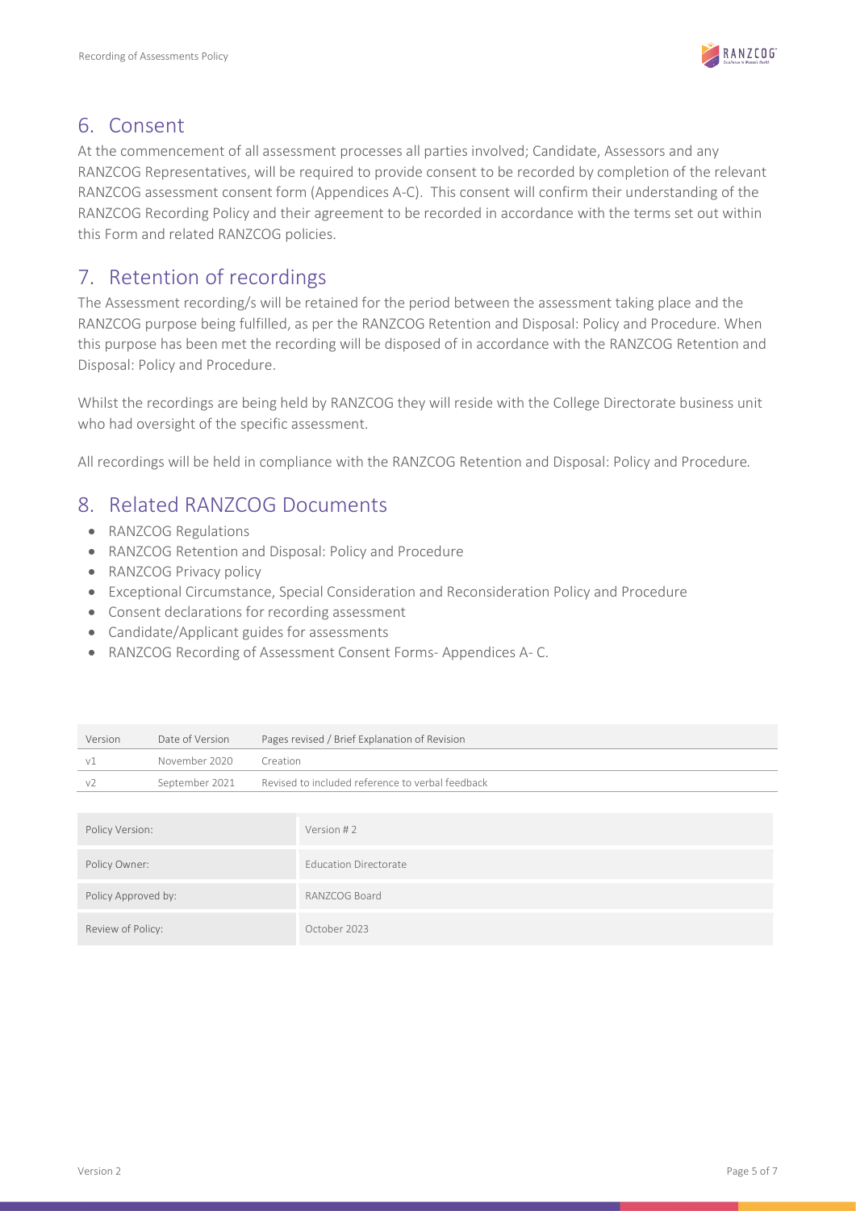## 6. Consent

At the commencement of all assessment processes all parties involved; Candidate, Assessors and any RANZCOG Representatives, will be required to provide consent to be recorded by completion of the relevant RANZCOG assessment consent form (Appendices A-C). This consent will confirm their understanding of the RANZCOG Recording Policy and their agreement to be recorded in accordance with the terms set out within this Form and related RANZCOG policies.

## 7. Retention of recordings

The Assessment recording/s will be retained for the period between the assessment taking place and the RANZCOG purpose being fulfilled, as per the RANZCOG Retention and Disposal: Policy and Procedure. When this purpose has been met the recording will be disposed of in accordance with the RANZCOG Retention and Disposal: Policy and Procedure.

Whilst the recordings are being held by RANZCOG they will reside with the College Directorate business unit who had oversight of the specific assessment.

All recordings will be held in compliance with the RANZCOG Retention and Disposal: Policy and Procedure.

## 8. Related RANZCOG Documents

- RANZCOG Regulations
- RANZCOG Retention and Disposal: Policy and Procedure
- RANZCOG Privacy policy
- Exceptional Circumstance, Special Consideration and Reconsideration Policy and Procedure
- Consent declarations for recording assessment
- Candidate/Applicant guides for assessments
- RANZCOG Recording of Assessment Consent Forms- Appendices A- C.

| Version | Date of Version | Pages revised / Brief Explanation of Revision |
|---|---|---|
| v1 | November 2020 | Creation |
| v2 | September 2021 | Revised to included reference to verbal feedback |

| | |
|---|---|
| Policy Version: | Version # 2 |
| Policy Owner: | Education Directorate |
| Policy Approved by: | RANZCOG Board |
| Review of Policy: | October 2023 |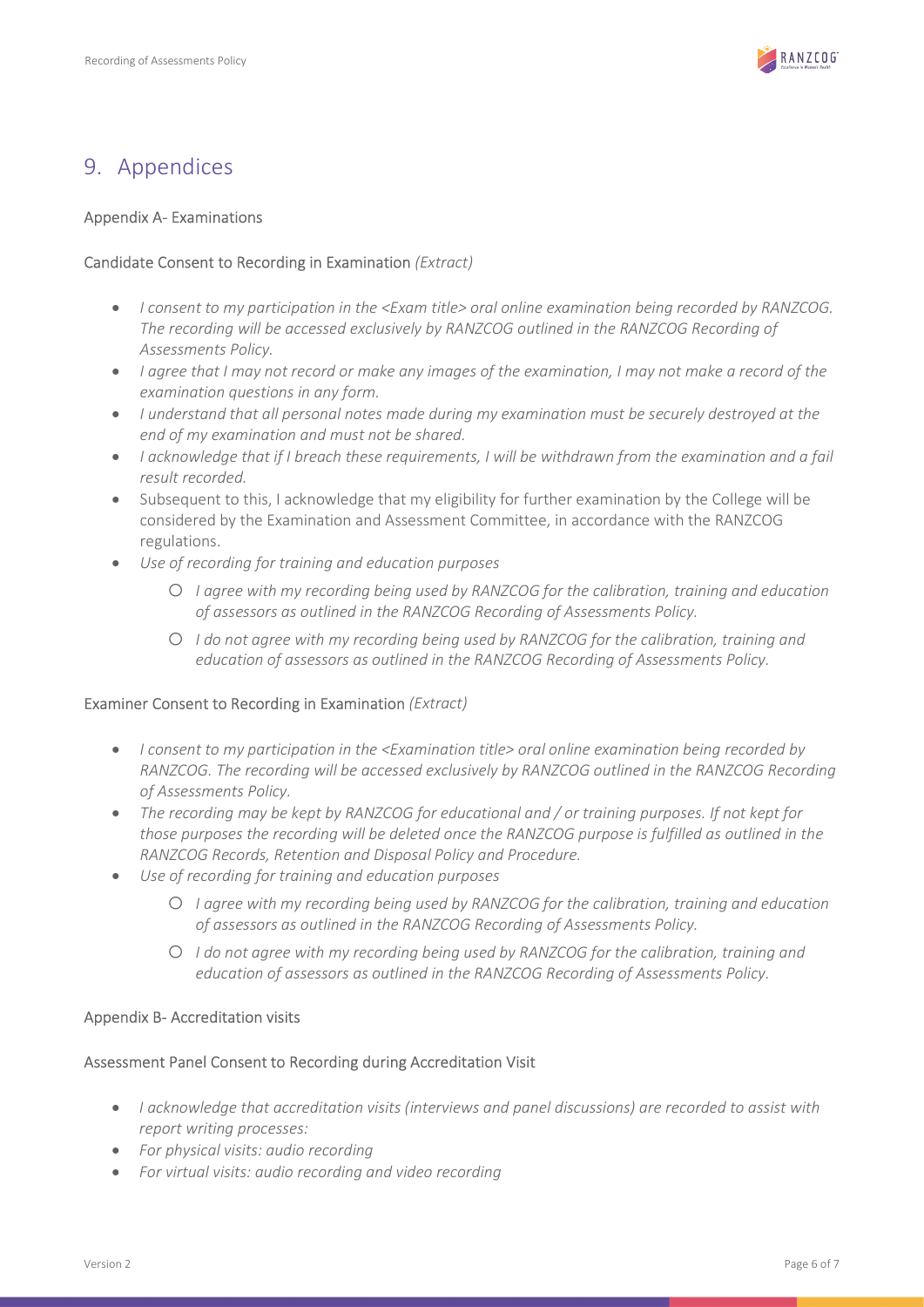# 9. Appendices

### Appendix A- Examinations

#### Candidate Consent to Recording in Examination *(Extract)*

- *I consent to my participation in the <Exam title> oral online examination being recorded by RANZCOG. The recording will be accessed exclusively by RANZCOG outlined in the RANZCOG Recording of Assessments Policy.*
- *I agree that I may not record or make any images of the examination, I may not make a record of the examination questions in any form.*
- *I understand that all personal notes made during my examination must be securely destroyed at the end of my examination and must not be shared.*
- *I acknowledge that if I breach these requirements, I will be withdrawn from the examination and a fail result recorded.*
- Subsequent to this, I acknowledge that my eligibility for further examination by the College will be considered by the Examination and Assessment Committee, in accordance with the RANZCOG regulations.
- *Use of recording for training and education purposes*
  - *I agree with my recording being used by RANZCOG for the calibration, training and education of assessors as outlined in the RANZCOG Recording of Assessments Policy.*
  - *I do not agree with my recording being used by RANZCOG for the calibration, training and education of assessors as outlined in the RANZCOG Recording of Assessments Policy.*

#### Examiner Consent to Recording in Examination *(Extract)*

- *I consent to my participation in the <Examination title> oral online examination being recorded by RANZCOG. The recording will be accessed exclusively by RANZCOG outlined in the RANZCOG Recording of Assessments Policy.*
- *The recording may be kept by RANZCOG for educational and / or training purposes. If not kept for those purposes the recording will be deleted once the RANZCOG purpose is fulfilled as outlined in the RANZCOG Records, Retention and Disposal Policy and Procedure.*
- *Use of recording for training and education purposes*
  - *I agree with my recording being used by RANZCOG for the calibration, training and education of assessors as outlined in the RANZCOG Recording of Assessments Policy.*
  - *I do not agree with my recording being used by RANZCOG for the calibration, training and education of assessors as outlined in the RANZCOG Recording of Assessments Policy.*

### Appendix B- Accreditation visits

#### Assessment Panel Consent to Recording during Accreditation Visit

- *I acknowledge that accreditation visits (interviews and panel discussions) are recorded to assist with report writing processes:*
- *For physical visits: audio recording*
- *For virtual visits: audio recording and video recording*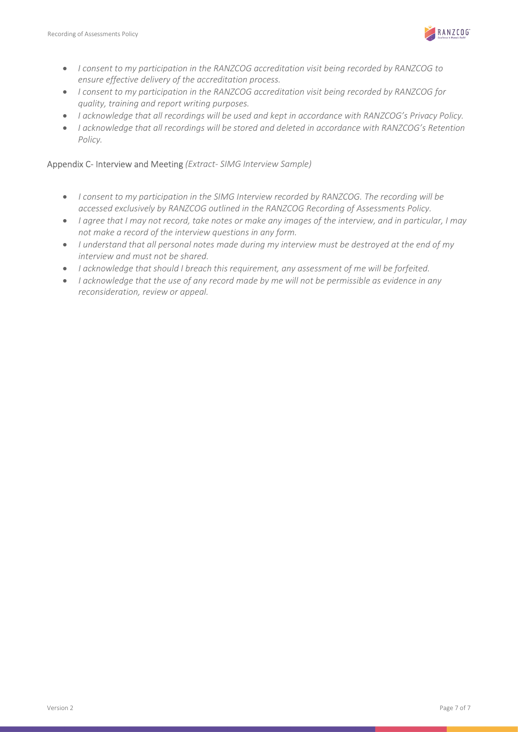- *I consent to my participation in the RANZCOG accreditation visit being recorded by RANZCOG to ensure effective delivery of the accreditation process.*
- *I consent to my participation in the RANZCOG accreditation visit being recorded by RANZCOG for quality, training and report writing purposes.*
- *I acknowledge that all recordings will be used and kept in accordance with RANZCOG's Privacy Policy.*
- *I acknowledge that all recordings will be stored and deleted in accordance with RANZCOG's Retention Policy.*

## Appendix C- Interview and Meeting *(Extract- SIMG Interview Sample)*

- *I consent to my participation in the SIMG Interview recorded by RANZCOG. The recording will be accessed exclusively by RANZCOG outlined in the RANZCOG Recording of Assessments Policy.*
- *I agree that I may not record, take notes or make any images of the interview, and in particular, I may not make a record of the interview questions in any form.*
- *I understand that all personal notes made during my interview must be destroyed at the end of my interview and must not be shared.*
- *I acknowledge that should I breach this requirement, any assessment of me will be forfeited.*
- *I acknowledge that the use of any record made by me will not be permissible as evidence in any reconsideration, review or appeal.*